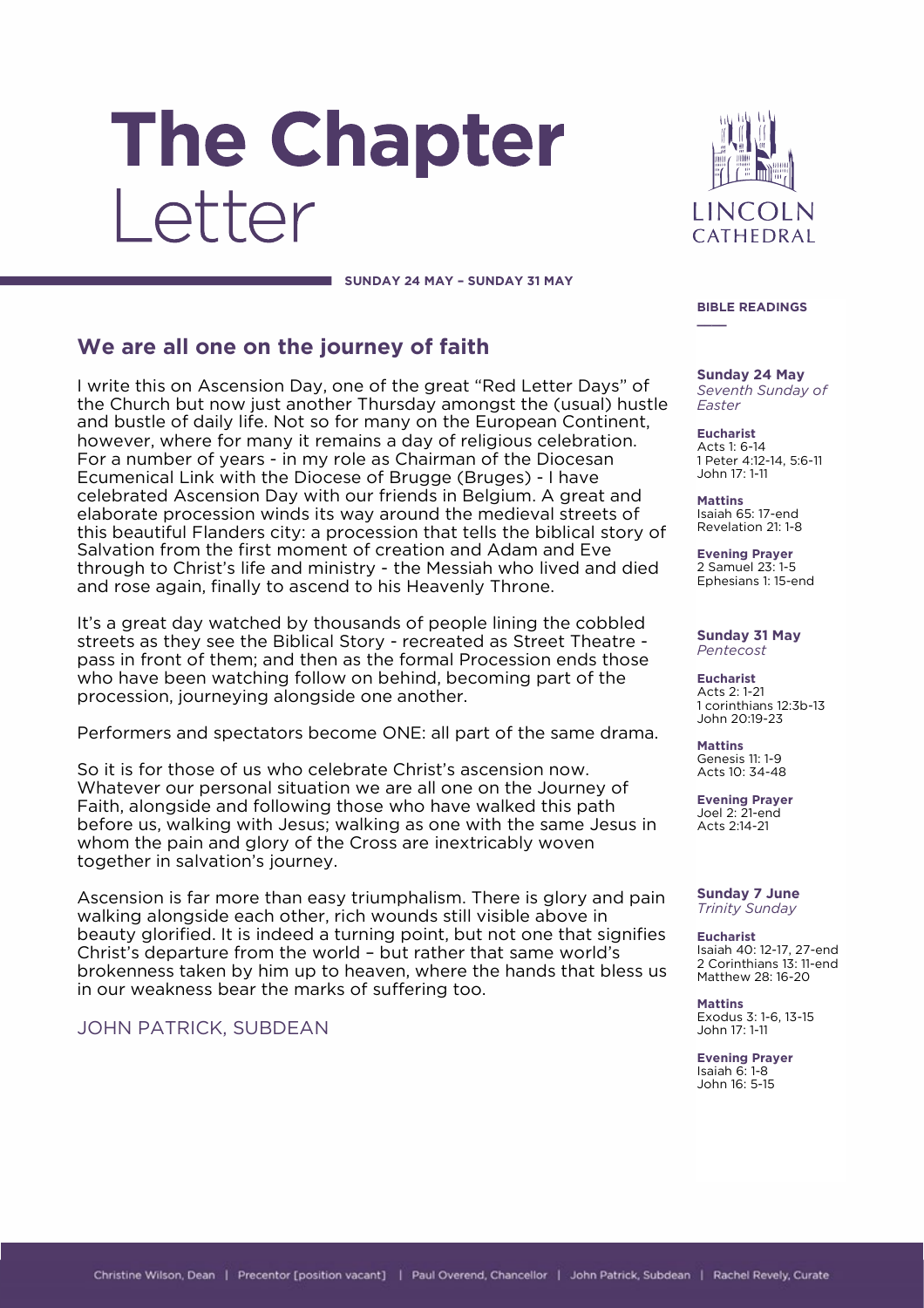# The Chapter Letter

LINCOLN CATHEDRAL

**SUNDAY 24 MAY – SUNDAY 31 MAY**

## We are all one on the journey of faith

I write this on Ascension Day, one of the great "Red Letter Days" of the Church but now just another Thursday amongst the (usual) hustle and bustle of daily life. Not so for many on the European Continent, however, where for many it remains a day of religious celebration. For a number of years - in my role as Chairman of the Diocesan Ecumenical Link with the Diocese of Brugge (Bruges) - I have celebrated Ascension Day with our friends in Belgium. A great and elaborate procession winds its way around the medieval streets of this beautiful Flanders city: a procession that tells the biblical story of Salvation from the first moment of creation and Adam and Eve through to Christ's life and ministry - the Messiah who lived and died and rose again, finally to ascend to his Heavenly Throne.

It's a great day watched by thousands of people lining the cobbled streets as they see the Biblical Story - recreated as Street Theatre - pass in front of them; and then as the formal Procession ends those who have been watching follow on behind, becoming part of the procession, journeying alongside one another.

Performers and spectators become ONE: all part of the same drama.

So it is for those of us who celebrate Christ's ascension now. Whatever our personal situation we are all one on the Journey of Faith, alongside and following those who have walked this path before us, walking with Jesus; walking as one with the same Jesus in whom the pain and glory of the Cross are inextricably woven together in salvation's journey.

Ascension is far more than easy triumphalism. There is glory and pain walking alongside each other, rich wounds still visible above in beauty glorified. It is indeed a turning point, but not one that signifies Christ's departure from the world – but rather that same world's brokenness taken by him up to heaven, where the hands that bless us in our weakness bear the marks of suffering too.

JOHN PATRICK, SUBDEAN

### BIBLE READINGS

**Sunday 24 May**
*Seventh Sunday of Easter*

**Eucharist**
Acts 1: 6-14
1 Peter 4:12-14, 5:6-11
John 17: 1-11

**Mattins**
Isaiah 65: 17-end
Revelation 21: 1-8

**Evening Prayer**
2 Samuel 23: 1-5
Ephesians 1: 15-end

**Sunday 31 May**
*Pentecost*

**Eucharist**
Acts 2: 1-21
1 corinthians 12:3b-13
John 20:19-23

**Mattins**
Genesis 11: 1-9
Acts 10: 34-48

**Evening Prayer**
Joel 2: 21-end
Acts 2:14-21

**Sunday 7 June**
*Trinity Sunday*

**Eucharist**
Isaiah 40: 12-17, 27-end
2 Corinthians 13: 11-end
Matthew 28: 16-20

**Mattins**
Exodus 3: 1-6, 13-15
John 17: 1-11

**Evening Prayer**
Isaiah 6: 1-8
John 16: 5-15

Christine Wilson, Dean | Precentor [position vacant] | Paul Overend, Chancellor | John Patrick, Subdean | Rachel Revely, Curate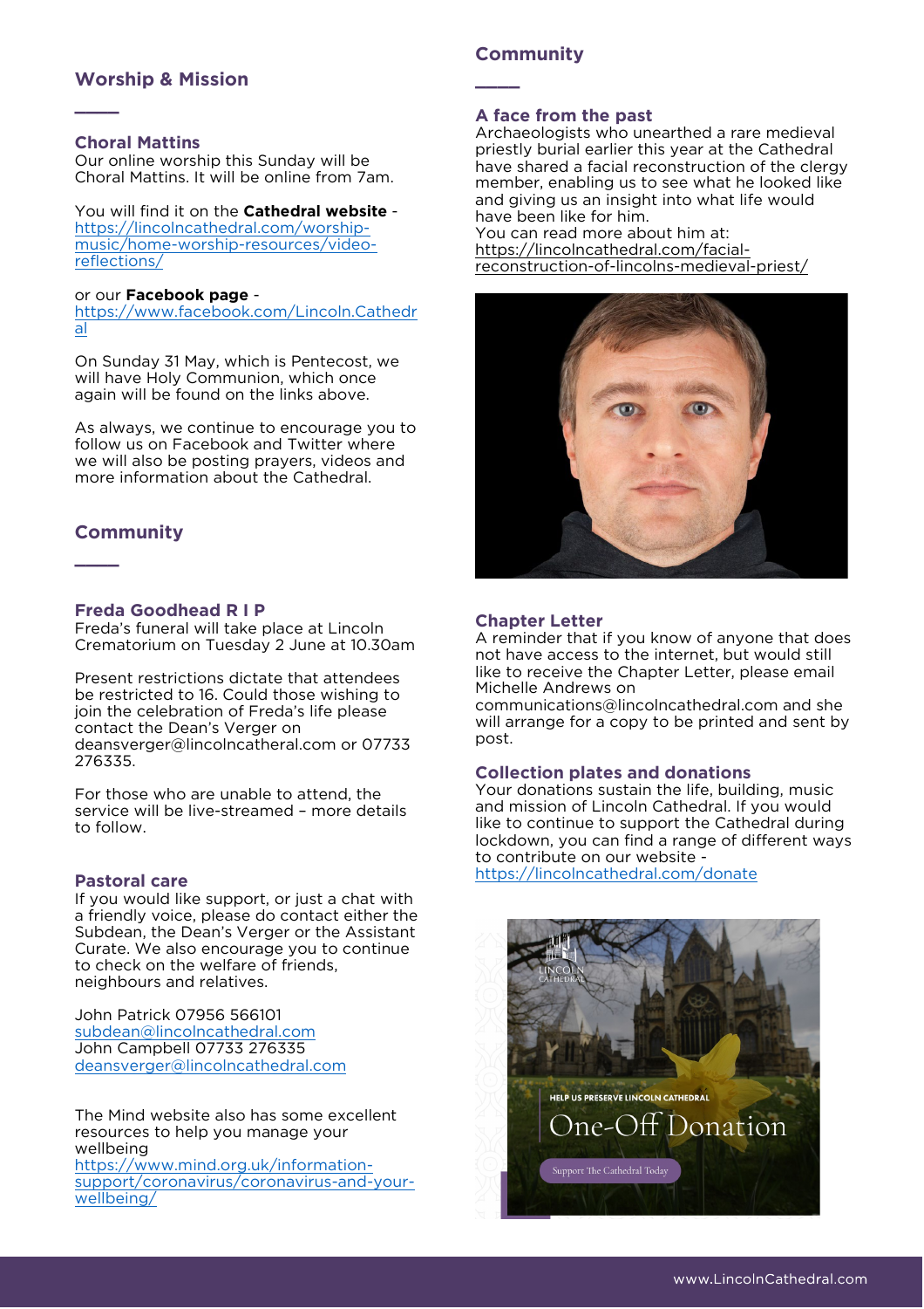## Worship & Mission

### Choral Mattins

Our online worship this Sunday will be Choral Mattins. It will be online from 7am.

You will find it on the **Cathedral website** - https://lincolncathedral.com/worship-music/home-worship-resources/video-reflections/

or our **Facebook page** - https://www.facebook.com/Lincoln.Cathedral

On Sunday 31 May, which is Pentecost, we will have Holy Communion, which once again will be found on the links above.

As always, we continue to encourage you to follow us on Facebook and Twitter where we will also be posting prayers, videos and more information about the Cathedral.

## Community

### Freda Goodhead R I P

Freda's funeral will take place at Lincoln Crematorium on Tuesday 2 June at 10.30am

Present restrictions dictate that attendees be restricted to 16. Could those wishing to join the celebration of Freda's life please contact the Dean's Verger on deansverger@lincolncatheral.com or 07733 276335.

For those who are unable to attend, the service will be live-streamed – more details to follow.

### Pastoral care

If you would like support, or just a chat with a friendly voice, please do contact either the Subdean, the Dean's Verger or the Assistant Curate. We also encourage you to continue to check on the welfare of friends, neighbours and relatives.

John Patrick 07956 566101
subdean@lincolncathedral.com
John Campbell 07733 276335
deansverger@lincolncathedral.com

The Mind website also has some excellent resources to help you manage your wellbeing
https://www.mind.org.uk/information-support/coronavirus/coronavirus-and-your-wellbeing/

## Community

### A face from the past

Archaeologists who unearthed a rare medieval priestly burial earlier this year at the Cathedral have shared a facial reconstruction of the clergy member, enabling us to see what he looked like and giving us an insight into what life would have been like for him.
You can read more about him at: https://lincolncathedral.com/facial-reconstruction-of-lincolns-medieval-priest/

### Chapter Letter

A reminder that if you know of anyone that does not have access to the internet, but would still like to receive the Chapter Letter, please email Michelle Andrews on communications@lincolncathedral.com and she will arrange for a copy to be printed and sent by post.

### Collection plates and donations

Your donations sustain the life, building, music and mission of Lincoln Cathedral. If you would like to continue to support the Cathedral during lockdown, you can find a range of different ways to contribute on our website - https://lincolncathedral.com/donate